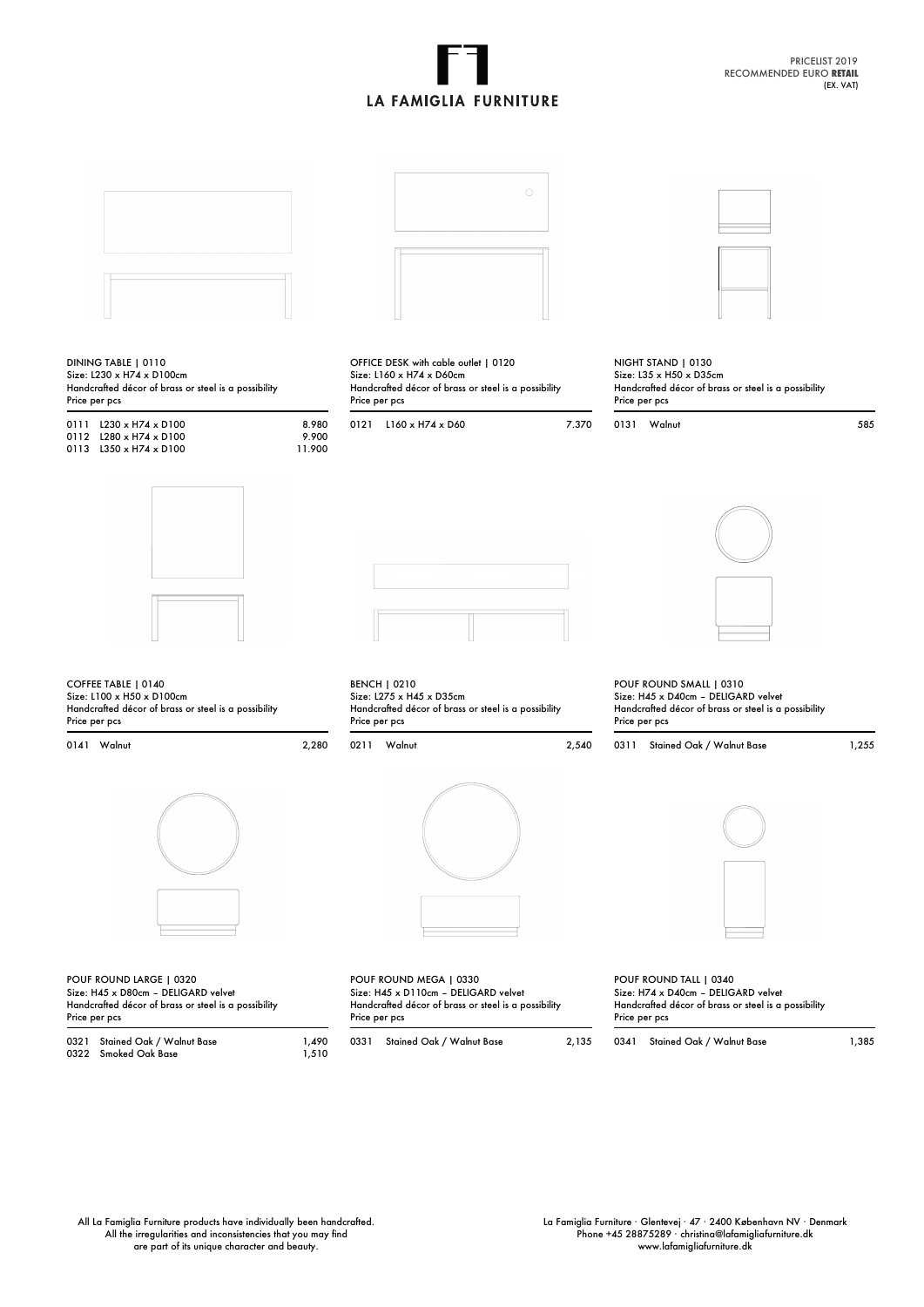# LA FAMIGLIA FURNITURE

PRICELIST 2019
RECOMMENDED EURO **RETAIL**
(EX. VAT)

### DINING TABLE | 0110

Size: L230 x H74 x D100cm
Handcrafted décor of brass or steel is a possibility
Price per pcs

| | | |
|---|---|---|
| 0111 | L230 x H74 x D100 | 8.980 |
| 0112 | L280 x H74 x D100 | 9.900 |
| 0113 | L350 x H74 x D100 | 11.900 |

### OFFICE DESK with cable outlet | 0120

Size: L160 x H74 x D60cm
Handcrafted décor of brass or steel is a possibility
Price per pcs

| | | |
|---|---|---|
| 0121 | L160 x H74 x D60 | 7.370 |

### NIGHT STAND | 0130

Size: L35 x H50 x D35cm
Handcrafted décor of brass or steel is a possibility
Price per pcs

| | | |
|---|---|---|
| 0131 | Walnut | 585 |

### COFFEE TABLE | 0140

Size: L100 x H50 x D100cm
Handcrafted décor of brass or steel is a possibility
Price per pcs

| | | |
|---|---|---|
| 0141 | Walnut | 2,280 |

### BENCH | 0210

Size: L275 x H45 x D35cm
Handcrafted décor of brass or steel is a possibility
Price per pcs

| | | |
|---|---|---|
| 0211 | Walnut | 2,540 |

### POUF ROUND SMALL | 0310

Size: H45 x D40cm – DELIGARD velvet
Handcrafted décor of brass or steel is a possibility
Price per pcs

| | | |
|---|---|---|
| 0311 | Stained Oak / Walnut Base | 1,255 |

### POUF ROUND LARGE | 0320

Size: H45 x D80cm – DELIGARD velvet
Handcrafted décor of brass or steel is a possibility
Price per pcs

| | | |
|---|---|---|
| 0321 | Stained Oak / Walnut Base | 1,490 |
| 0322 | Smoked Oak Base | 1,510 |

### POUF ROUND MEGA | 0330

Size: H45 x D110cm – DELIGARD velvet
Handcrafted décor of brass or steel is a possibility
Price per pcs

| | | |
|---|---|---|
| 0331 | Stained Oak / Walnut Base | 2,135 |

### POUF ROUND TALL | 0340

Size: H74 x D40cm – DELIGARD velvet
Handcrafted décor of brass or steel is a possibility
Price per pcs

| | | |
|---|---|---|
| 0341 | Stained Oak / Walnut Base | 1,385 |

All La Famiglia Furniture products have individually been handcrafted.
All the irregularities and inconsistencies that you may find
are part of its unique character and beauty.

La Famiglia Furniture · Glentevej · 47 · 2400 København NV · Denmark
Phone +45 28875289 · christina@lafamigliafurniture.dk
www.lafamigliafurniture.dk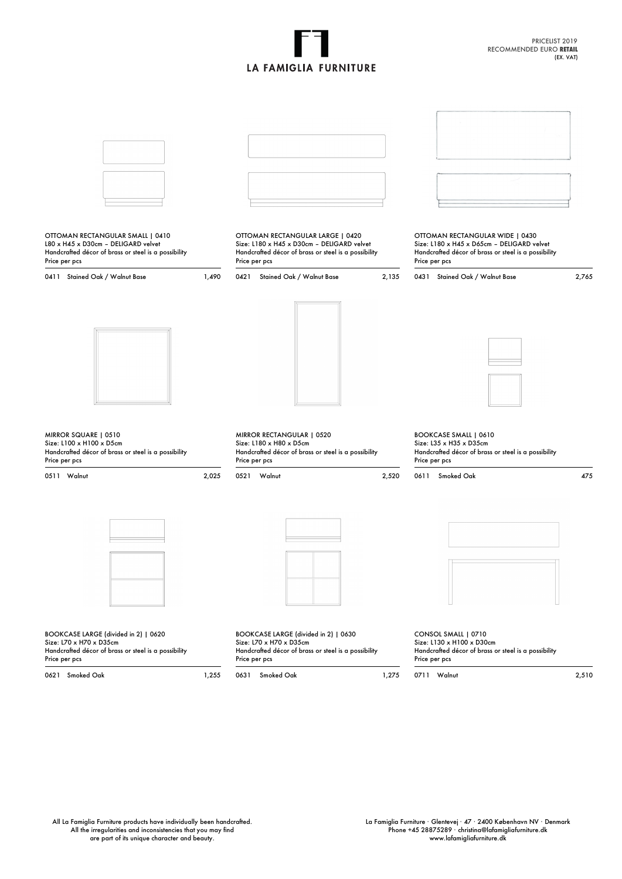# LA FAMIGLIA FURNITURE

PRICELIST 2019
RECOMMENDED EURO **RETAIL**
(EX. VAT)

OTTOMAN RECTANGULAR SMALL | 0410
L80 x H45 x D30cm – DELIGARD velvet
Handcrafted décor of brass or steel is a possibility
Price per pcs

| | | |
|---|---|---|
| 0411 | Stained Oak / Walnut Base | 1,490 |

OTTOMAN RECTANGULAR LARGE | 0420
Size: L180 x H45 x D30cm – DELIGARD velvet
Handcrafted décor of brass or steel is a possibility
Price per pcs

| | | |
|---|---|---|
| 0421 | Stained Oak / Walnut Base | 2,135 |

OTTOMAN RECTANGULAR WIDE | 0430
Size: L180 x H45 x D65cm – DELIGARD velvet
Handcrafted décor of brass or steel is a possibility
Price per pcs

| | | |
|---|---|---|
| 0431 | Stained Oak / Walnut Base | 2,765 |

MIRROR SQUARE | 0510
Size: L100 x H100 x D5cm
Handcrafted décor of brass or steel is a possibility

| | | |
|---|---|---|
| 0511 | Walnut | 2,025 |

MIRROR RECTANGULAR | 0520
Size: L180 x H80 x D5cm
Handcrafted décor of brass or steel is a possibility
Price per pcs

| | | |
|---|---|---|
| 0521 | Walnut | 2,520 |

BOOKCASE SMALL | 0610
Size: L35 x H35 x D35cm
Handcrafted décor of brass or steel is a possibility
Price per pcs

| | | |
|---|---|---|
| 0611 | Smoked Oak | 475 |

BOOKCASE LARGE (divided in 2) | 0620
Size: L70 x H70 x D35cm
Handcrafted décor of brass or steel is a possibility
Price per pcs

| | | |
|---|---|---|
| 0621 | Smoked Oak | 1,255 |

BOOKCASE LARGE (divided in 2) | 0630
Size: L70 x H70 x D35cm
Handcrafted décor of brass or steel is a possibility
Price per pcs

| | | |
|---|---|---|
| 0631 | Smoked Oak | 1,275 |

CONSOL SMALL | 0710
Size: L130 x H100 x D30cm
Handcrafted décor of brass or steel is a possibility
Price per pcs

| | | |
|---|---|---|
| 0711 | Walnut | 2,510 |

All La Famiglia Furniture products have individually been handcrafted.
All the irregularities and inconsistencies that you may find
are part of its unique character and beauty.

La Famiglia Furniture · Glentevej · 47 · 2400 København NV · Denmark
Phone +45 28875289 · christina@lafamigliafurniture.dk
www.lafamigliafurniture.dk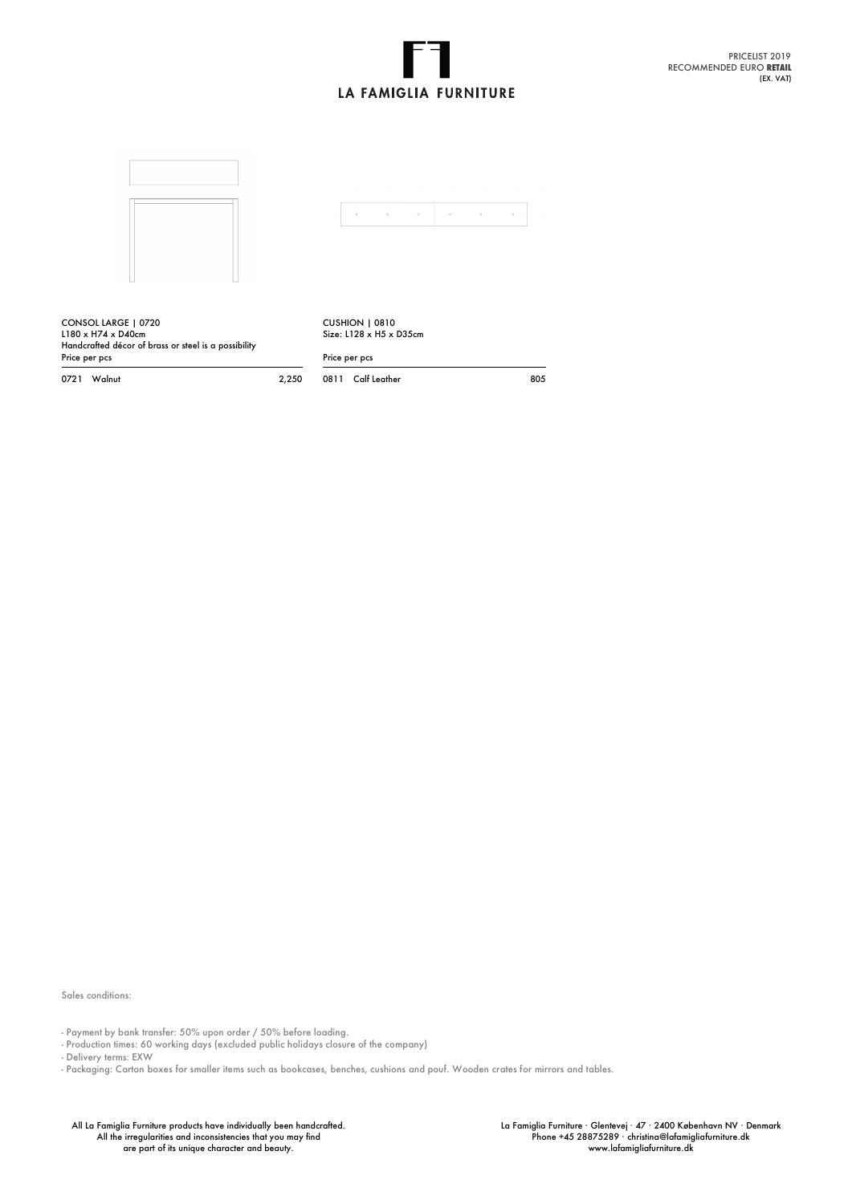LA FAMIGLIA FURNITURE

PRICELIST 2019
RECOMMENDED EURO **RETAIL**
(EX. VAT)

CONSOL LARGE | 0720
L180 x H74 x D40cm
Handcrafted décor of brass or steel is a possibility
Price per pcs

| | | |
|---|---|---|
| 0721 | Walnut | 2,250 |

CUSHION | 0810
Size: L128 x H5 x D35cm

Price per pcs

| | | |
|---|---|---|
| 0811 | Calf Leather | 805 |

Sales conditions:

- Payment by bank transfer: 50% upon order / 50% before loading.
- Production times: 60 working days (excluded public holidays closure of the company)
- Delivery terms: EXW
- Packaging: Carton boxes for smaller items such as bookcases, benches, cushions and pouf. Wooden crates for mirrors and tables.

All La Famiglia Furniture products have individually been handcrafted.
All the irregularities and inconsistencies that you may find
are part of its unique character and beauty.

La Famiglia Furniture · Glentevej · 47 · 2400 København NV · Denmark
Phone +45 28875289 · christina@lafamigliafurniture.dk
www.lafamigliafurniture.dk